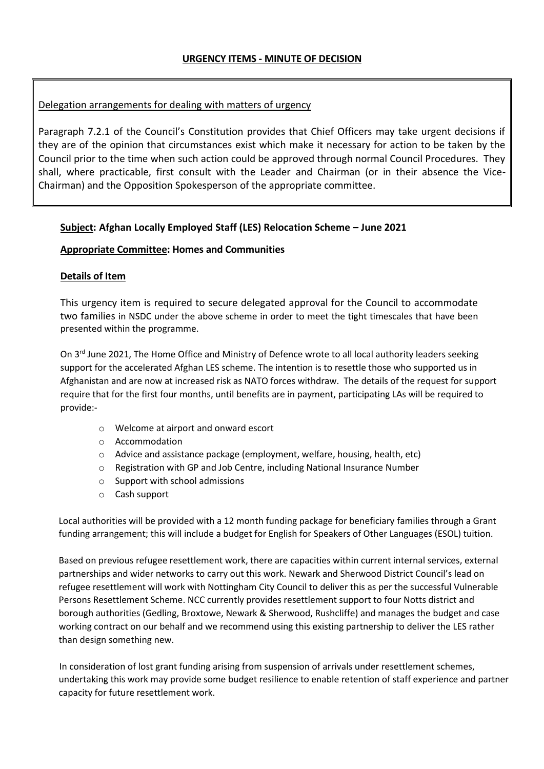# URGENCY ITEMS - MINUTE OF DECISION

Delegation arrangements for dealing with matters of urgency

Paragraph 7.2.1 of the Council's Constitution provides that Chief Officers may take urgent decisions if they are of the opinion that circumstances exist which make it necessary for action to be taken by the Council prior to the time when such action could be approved through normal Council Procedures. They shall, where practicable, first consult with the Leader and Chairman (or in their absence the Vice-Chairman) and the Opposition Spokesperson of the appropriate committee.

**Subject: Afghan Locally Employed Staff (LES) Relocation Scheme – June 2021**

**Appropriate Committee: Homes and Communities**

**Details of Item**

This urgency item is required to secure delegated approval for the Council to accommodate two families in NSDC under the above scheme in order to meet the tight timescales that have been presented within the programme.

On 3rd June 2021, The Home Office and Ministry of Defence wrote to all local authority leaders seeking support for the accelerated Afghan LES scheme. The intention is to resettle those who supported us in Afghanistan and are now at increased risk as NATO forces withdraw. The details of the request for support require that for the first four months, until benefits are in payment, participating LAs will be required to provide:-

- Welcome at airport and onward escort
- Accommodation
- Advice and assistance package (employment, welfare, housing, health, etc)
- Registration with GP and Job Centre, including National Insurance Number
- Support with school admissions
- Cash support

Local authorities will be provided with a 12 month funding package for beneficiary families through a Grant funding arrangement; this will include a budget for English for Speakers of Other Languages (ESOL) tuition.

Based on previous refugee resettlement work, there are capacities within current internal services, external partnerships and wider networks to carry out this work. Newark and Sherwood District Council's lead on refugee resettlement will work with Nottingham City Council to deliver this as per the successful Vulnerable Persons Resettlement Scheme. NCC currently provides resettlement support to four Notts district and borough authorities (Gedling, Broxtowe, Newark & Sherwood, Rushcliffe) and manages the budget and case working contract on our behalf and we recommend using this existing partnership to deliver the LES rather than design something new.

In consideration of lost grant funding arising from suspension of arrivals under resettlement schemes, undertaking this work may provide some budget resilience to enable retention of staff experience and partner capacity for future resettlement work.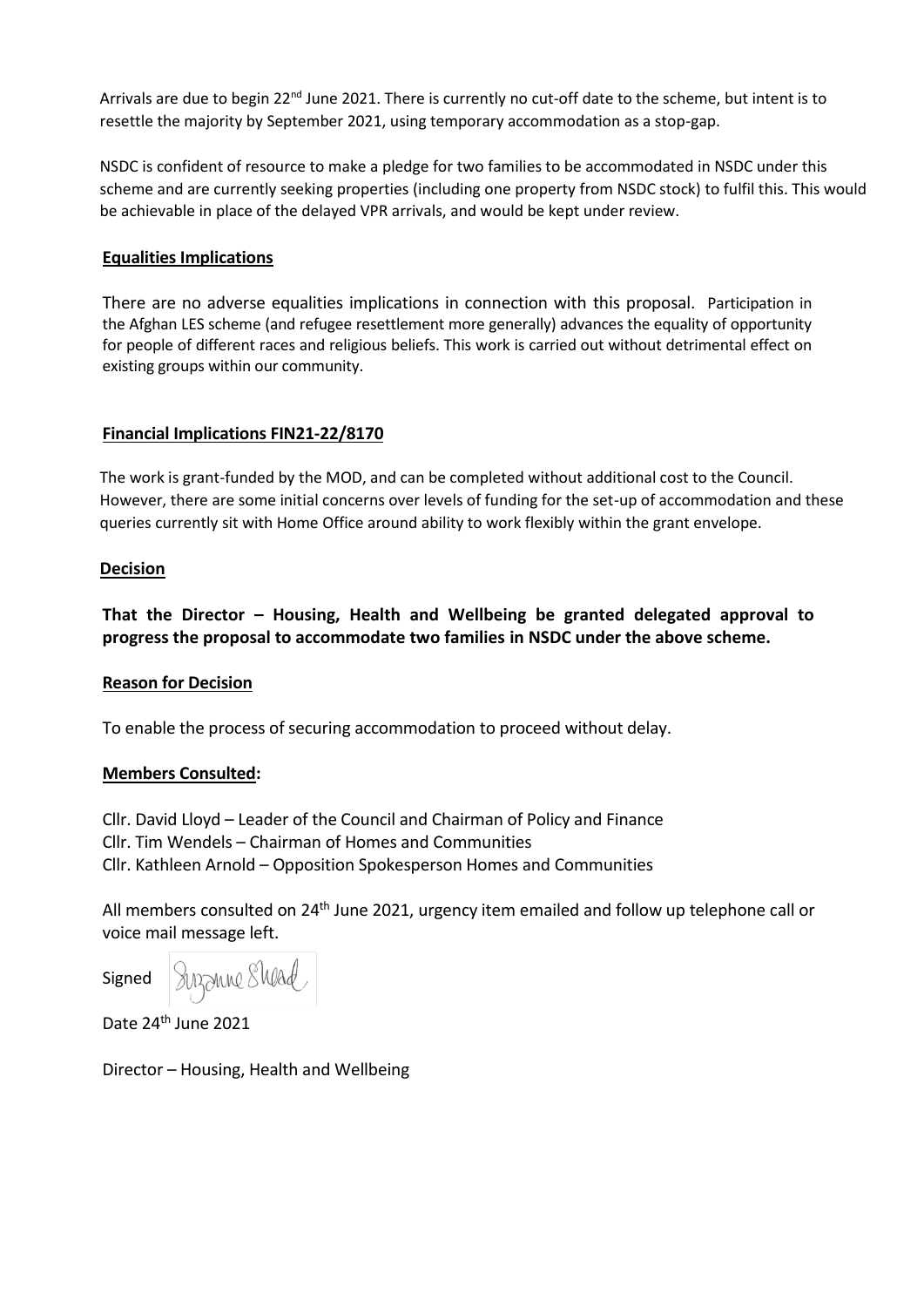Arrivals are due to begin 22nd June 2021. There is currently no cut-off date to the scheme, but intent is to resettle the majority by September 2021, using temporary accommodation as a stop-gap.

NSDC is confident of resource to make a pledge for two families to be accommodated in NSDC under this scheme and are currently seeking properties (including one property from NSDC stock) to fulfil this. This would be achievable in place of the delayed VPR arrivals, and would be kept under review.

**Equalities Implications**

There are no adverse equalities implications in connection with this proposal. Participation in the Afghan LES scheme (and refugee resettlement more generally) advances the equality of opportunity for people of different races and religious beliefs. This work is carried out without detrimental effect on existing groups within our community.

**Financial Implications FIN21-22/8170**

The work is grant-funded by the MOD, and can be completed without additional cost to the Council. However, there are some initial concerns over levels of funding for the set-up of accommodation and these queries currently sit with Home Office around ability to work flexibly within the grant envelope.

**Decision**

**That the Director – Housing, Health and Wellbeing be granted delegated approval to progress the proposal to accommodate two families in NSDC under the above scheme.**

**Reason for Decision**

To enable the process of securing accommodation to proceed without delay.

**Members Consulted:**

Cllr. David Lloyd – Leader of the Council and Chairman of Policy and Finance
Cllr. Tim Wendels – Chairman of Homes and Communities
Cllr. Kathleen Arnold – Opposition Spokesperson Homes and Communities

All members consulted on 24th June 2021, urgency item emailed and follow up telephone call or voice mail message left.

Signed Suzanne Shead

Date 24th June 2021

Director – Housing, Health and Wellbeing